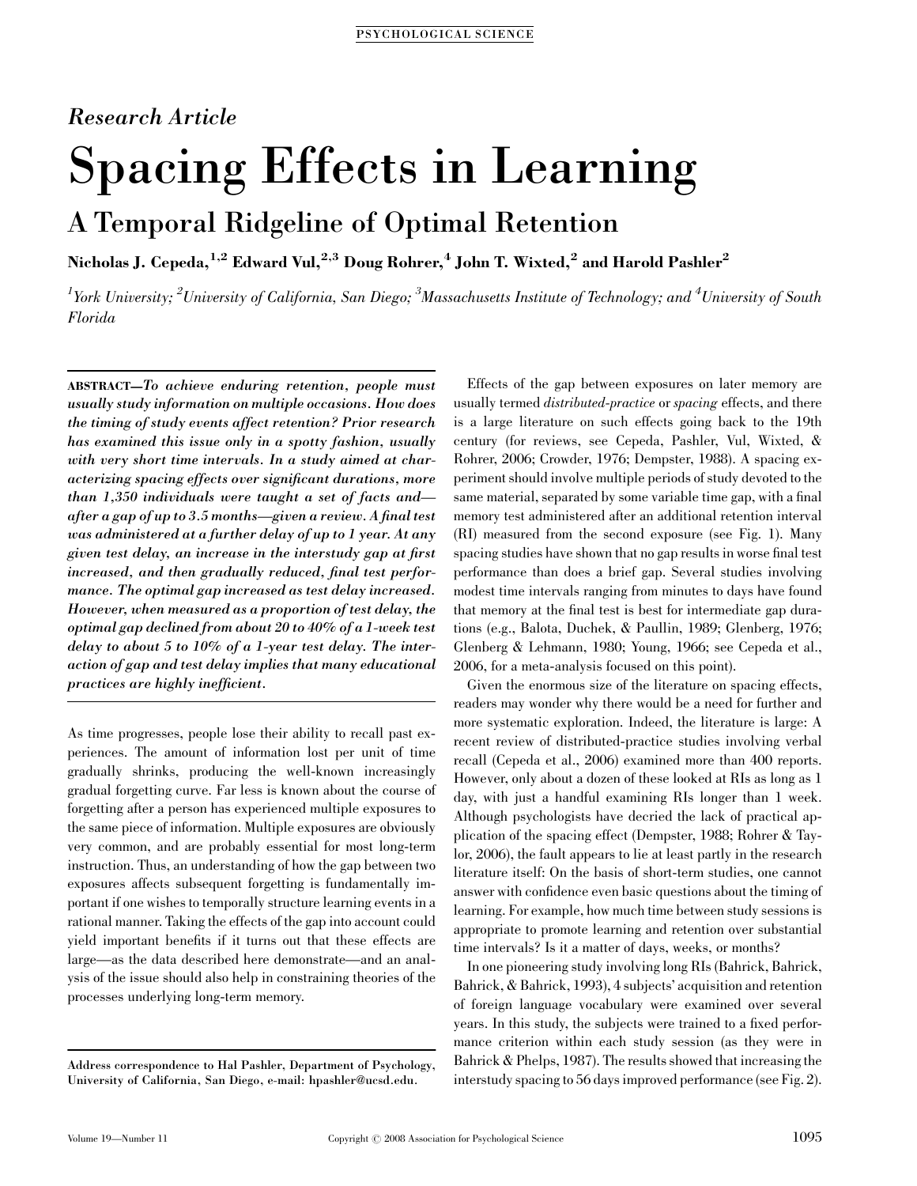*Research Article*

# Spacing Effects in Learning

## A Temporal Ridgeline of Optimal Retention

**Nicholas J. Cepeda,[1,2] Edward Vul,[2,3] Doug Rohrer,[4] John T. Wixted,[2] and Harold Pashler[2]**

[1]*York University;* [2]*University of California, San Diego;* [3]*Massachusetts Institute of Technology; and* [4]*University of South Florida*

ABSTRACT—***To achieve enduring retention, people must usually study information on multiple occasions. How does the timing of study events affect retention? Prior research has examined this issue only in a spotty fashion, usually with very short time intervals. In a study aimed at characterizing spacing effects over significant durations, more than 1,350 individuals were taught a set of facts and—after a gap of up to 3.5 months—given a review. A final test was administered at a further delay of up to 1 year. At any given test delay, an increase in the interstudy gap at first increased, and then gradually reduced, final test performance. The optimal gap increased as test delay increased. However, when measured as a proportion of test delay, the optimal gap declined from about 20 to 40% of a 1-week test delay to about 5 to 10% of a 1-year test delay. The interaction of gap and test delay implies that many educational practices are highly inefficient.***

As time progresses, people lose their ability to recall past experiences. The amount of information lost per unit of time gradually shrinks, producing the well-known increasingly gradual forgetting curve. Far less is known about the course of forgetting after a person has experienced multiple exposures to the same piece of information. Multiple exposures are obviously very common, and are probably essential for most long-term instruction. Thus, an understanding of how the gap between two exposures affects subsequent forgetting is fundamentally important if one wishes to temporally structure learning events in a rational manner. Taking the effects of the gap into account could yield important benefits if it turns out that these effects are large—as the data described here demonstrate—and an analysis of the issue should also help in constraining theories of the processes underlying long-term memory.

**Address correspondence to Hal Pashler, Department of Psychology, University of California, San Diego, e-mail: hpashler@ucsd.edu.**

Effects of the gap between exposures on later memory are usually termed *distributed-practice* or *spacing* effects, and there is a large literature on such effects going back to the 19th century (for reviews, see Cepeda, Pashler, Vul, Wixted, & Rohrer, 2006; Crowder, 1976; Dempster, 1988). A spacing experiment should involve multiple periods of study devoted to the same material, separated by some variable time gap, with a final memory test administered after an additional retention interval (RI) measured from the second exposure (see Fig. 1). Many spacing studies have shown that no gap results in worse final test performance than does a brief gap. Several studies involving modest time intervals ranging from minutes to days have found that memory at the final test is best for intermediate gap durations (e.g., Balota, Duchek, & Paullin, 1989; Glenberg, 1976; Glenberg & Lehmann, 1980; Young, 1966; see Cepeda et al., 2006, for a meta-analysis focused on this point).

Given the enormous size of the literature on spacing effects, readers may wonder why there would be a need for further and more systematic exploration. Indeed, the literature is large: A recent review of distributed-practice studies involving verbal recall (Cepeda et al., 2006) examined more than 400 reports. However, only about a dozen of these looked at RIs as long as 1 day, with just a handful examining RIs longer than 1 week. Although psychologists have decried the lack of practical application of the spacing effect (Dempster, 1988; Rohrer & Taylor, 2006), the fault appears to lie at least partly in the research literature itself: On the basis of short-term studies, one cannot answer with confidence even basic questions about the timing of learning. For example, how much time between study sessions is appropriate to promote learning and retention over substantial time intervals? Is it a matter of days, weeks, or months?

In one pioneering study involving long RIs (Bahrick, Bahrick, Bahrick, & Bahrick, 1993), 4 subjects' acquisition and retention of foreign language vocabulary were examined over several years. In this study, the subjects were trained to a fixed performance criterion within each study session (as they were in Bahrick & Phelps, 1987). The results showed that increasing the interstudy spacing to 56 days improved performance (see Fig. 2).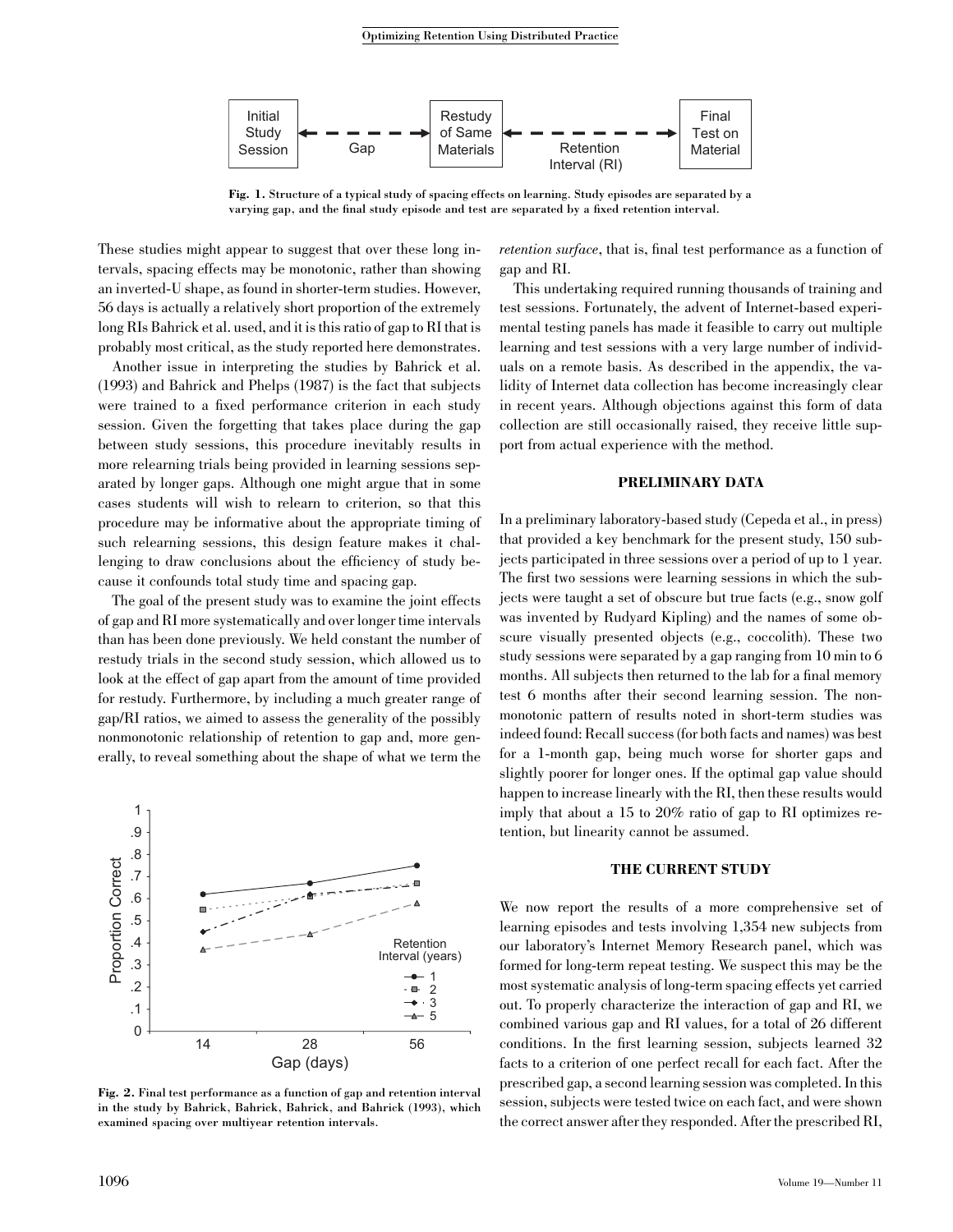Fig. 1. Structure of a typical study of spacing effects on learning. Study episodes are separated by a varying gap, and the final study episode and test are separated by a fixed retention interval.

These studies might appear to suggest that over these long intervals, spacing effects may be monotonic, rather than showing an inverted-U shape, as found in shorter-term studies. However, 56 days is actually a relatively short proportion of the extremely long RIs Bahrick et al. used, and it is this ratio of gap to RI that is probably most critical, as the study reported here demonstrates.

Another issue in interpreting the studies by Bahrick et al. (1993) and Bahrick and Phelps (1987) is the fact that subjects were trained to a fixed performance criterion in each study session. Given the forgetting that takes place during the gap between study sessions, this procedure inevitably results in more relearning trials being provided in learning sessions separated by longer gaps. Although one might argue that in some cases students will wish to relearn to criterion, so that this procedure may be informative about the appropriate timing of such relearning sessions, this design feature makes it challenging to draw conclusions about the efficiency of study because it confounds total study time and spacing gap.

The goal of the present study was to examine the joint effects of gap and RI more systematically and over longer time intervals than has been done previously. We held constant the number of restudy trials in the second study session, which allowed us to look at the effect of gap apart from the amount of time provided for restudy. Furthermore, by including a much greater range of gap/RI ratios, we aimed to assess the generality of the possibly nonmonotonic relationship of retention to gap and, more generally, to reveal something about the shape of what we term the *retention surface*, that is, final test performance as a function of gap and RI.

Fig. 2. Final test performance as a function of gap and retention interval in the study by Bahrick, Bahrick, Bahrick, and Bahrick (1993), which examined spacing over multiyear retention intervals.

This undertaking required running thousands of training and test sessions. Fortunately, the advent of Internet-based experimental testing panels has made it feasible to carry out multiple learning and test sessions with a very large number of individuals on a remote basis. As described in the appendix, the validity of Internet data collection has become increasingly clear in recent years. Although objections against this form of data collection are still occasionally raised, they receive little support from actual experience with the method.

## PRELIMINARY DATA

In a preliminary laboratory-based study (Cepeda et al., in press) that provided a key benchmark for the present study, 150 subjects participated in three sessions over a period of up to 1 year. The first two sessions were learning sessions in which the subjects were taught a set of obscure but true facts (e.g., snow golf was invented by Rudyard Kipling) and the names of some obscure visually presented objects (e.g., coccolith). These two study sessions were separated by a gap ranging from 10 min to 6 months. All subjects then returned to the lab for a final memory test 6 months after their second learning session. The nonmonotonic pattern of results noted in short-term studies was indeed found: Recall success (for both facts and names) was best for a 1-month gap, being much worse for shorter gaps and slightly poorer for longer ones. If the optimal gap value should happen to increase linearly with the RI, then these results would imply that about a 15 to 20% ratio of gap to RI optimizes retention, but linearity cannot be assumed.

## THE CURRENT STUDY

We now report the results of a more comprehensive set of learning episodes and tests involving 1,354 new subjects from our laboratory's Internet Memory Research panel, which was formed for long-term repeat testing. We suspect this may be the most systematic analysis of long-term spacing effects yet carried out. To properly characterize the interaction of gap and RI, we combined various gap and RI values, for a total of 26 different conditions. In the first learning session, subjects learned 32 facts to a criterion of one perfect recall for each fact. After the prescribed gap, a second learning session was completed. In this session, subjects were tested twice on each fact, and were shown the correct answer after they responded. After the prescribed RI,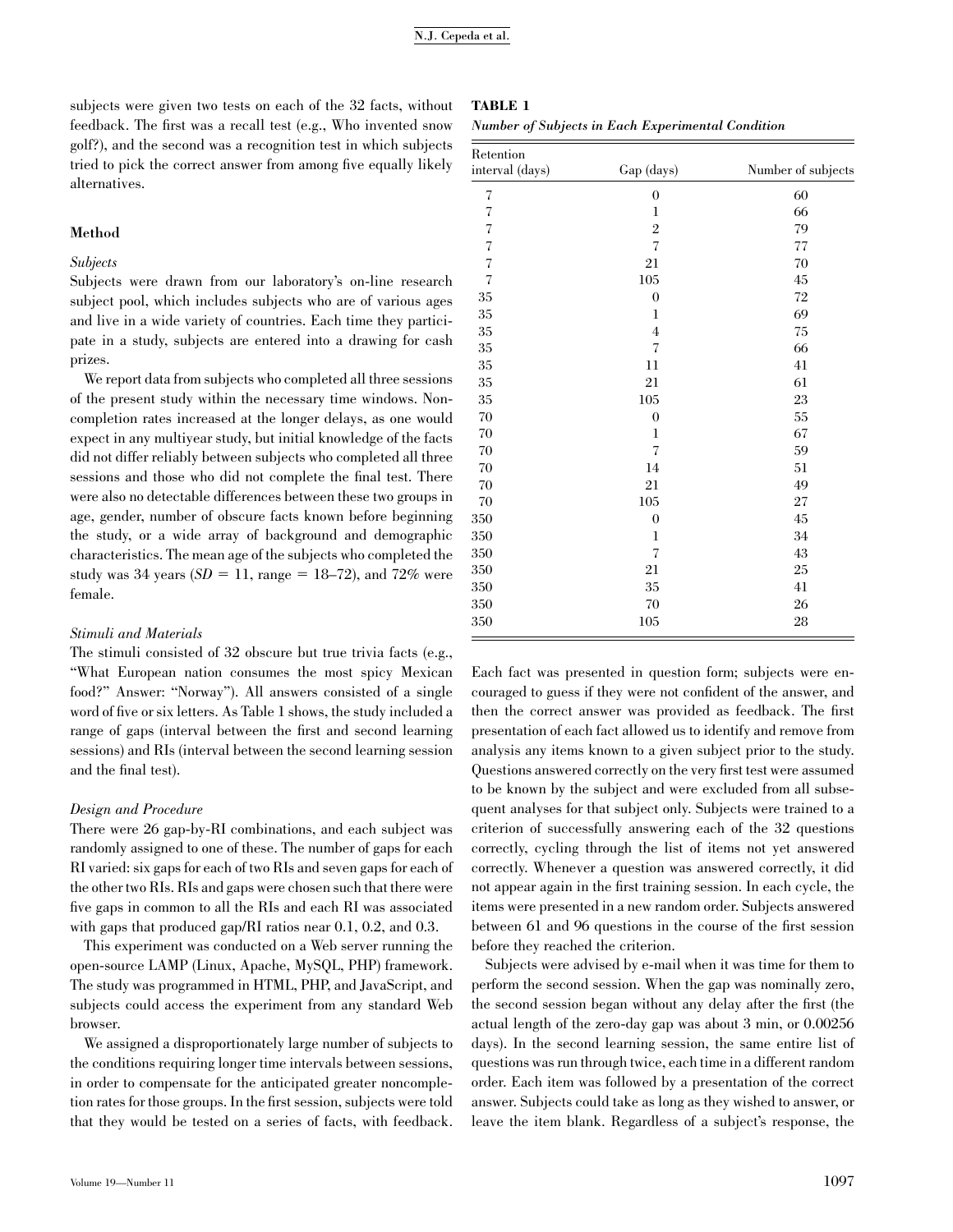subjects were given two tests on each of the 32 facts, without feedback. The first was a recall test (e.g., Who invented snow golf?), and the second was a recognition test in which subjects tried to pick the correct answer from among five equally likely alternatives.

## Method

### Subjects

Subjects were drawn from our laboratory's on-line research subject pool, which includes subjects who are of various ages and live in a wide variety of countries. Each time they participate in a study, subjects are entered into a drawing for cash prizes.

We report data from subjects who completed all three sessions of the present study within the necessary time windows. Noncompletion rates increased at the longer delays, as one would expect in any multiyear study, but initial knowledge of the facts did not differ reliably between subjects who completed all three sessions and those who did not complete the final test. There were also no detectable differences between these two groups in age, gender, number of obscure facts known before beginning the study, or a wide array of background and demographic characteristics. The mean age of the subjects who completed the study was 34 years ($SD = 11$, range = 18–72), and 72% were female.

### Stimuli and Materials

The stimuli consisted of 32 obscure but true trivia facts (e.g., "What European nation consumes the most spicy Mexican food?" Answer: "Norway"). All answers consisted of a single word of five or six letters. As Table 1 shows, the study included a range of gaps (interval between the first and second learning sessions) and RIs (interval between the second learning session and the final test).

### Design and Procedure

There were 26 gap-by-RI combinations, and each subject was randomly assigned to one of these. The number of gaps for each RI varied: six gaps for each of two RIs and seven gaps for each of the other two RIs. RIs and gaps were chosen such that there were five gaps in common to all the RIs and each RI was associated with gaps that produced gap/RI ratios near 0.1, 0.2, and 0.3.

This experiment was conducted on a Web server running the open-source LAMP (Linux, Apache, MySQL, PHP) framework. The study was programmed in HTML, PHP, and JavaScript, and subjects could access the experiment from any standard Web browser.

We assigned a disproportionately large number of subjects to the conditions requiring longer time intervals between sessions, in order to compensate for the anticipated greater noncompletion rates for those groups. In the first session, subjects were told that they would be tested on a series of facts, with feedback.

**TABLE 1**

***Number of Subjects in Each Experimental Condition***

| Retention interval (days) | Gap (days) | Number of subjects |
|---|---|---|
| 7 | 0 | 60 |
| 7 | 1 | 66 |
| 7 | 2 | 79 |
| 7 | 7 | 77 |
| 7 | 21 | 70 |
| 7 | 105 | 45 |
| 35 | 0 | 72 |
| 35 | 1 | 69 |
| 35 | 4 | 75 |
| 35 | 7 | 66 |
| 35 | 11 | 41 |
| 35 | 21 | 61 |
| 35 | 105 | 23 |
| 70 | 0 | 55 |
| 70 | 1 | 67 |
| 70 | 7 | 59 |
| 70 | 14 | 51 |
| 70 | 21 | 49 |
| 70 | 105 | 27 |
| 350 | 0 | 45 |
| 350 | 1 | 34 |
| 350 | 7 | 43 |
| 350 | 21 | 25 |
| 350 | 35 | 41 |
| 350 | 70 | 26 |
| 350 | 105 | 28 |

Each fact was presented in question form; subjects were encouraged to guess if they were not confident of the answer, and then the correct answer was provided as feedback. The first presentation of each fact allowed us to identify and remove from analysis any items known to a given subject prior to the study. Questions answered correctly on the very first test were assumed to be known by the subject and were excluded from all subsequent analyses for that subject only. Subjects were trained to a criterion of successfully answering each of the 32 questions correctly, cycling through the list of items not yet answered correctly. Whenever a question was answered correctly, it did not appear again in the first training session. In each cycle, the items were presented in a new random order. Subjects answered between 61 and 96 questions in the course of the first session before they reached the criterion.

Subjects were advised by e-mail when it was time for them to perform the second session. When the gap was nominally zero, the second session began without any delay after the first (the actual length of the zero-day gap was about 3 min, or 0.00256 days). In the second learning session, the same entire list of questions was run through twice, each time in a different random order. Each item was followed by a presentation of the correct answer. Subjects could take as long as they wished to answer, or leave the item blank. Regardless of a subject's response, the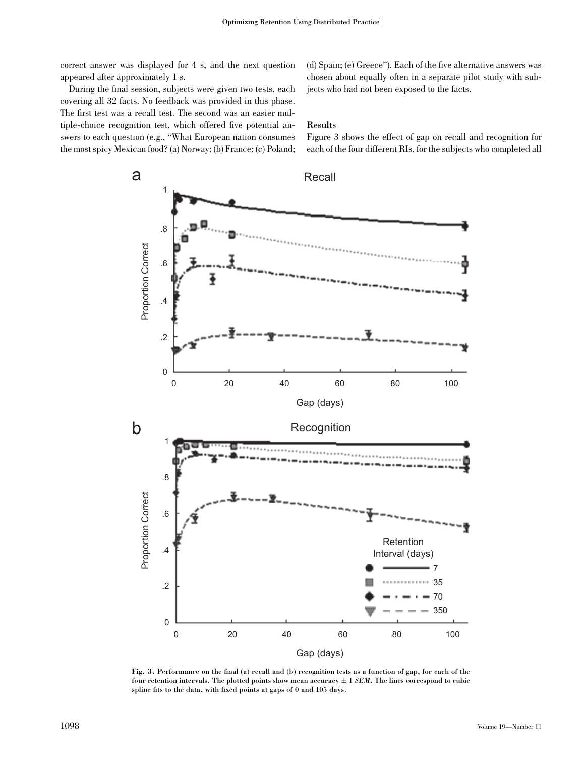correct answer was displayed for 4 s, and the next question appeared after approximately 1 s.

During the final session, subjects were given two tests, each covering all 32 facts. No feedback was provided in this phase. The first test was a recall test. The second was an easier multiple-choice recognition test, which offered five potential answers to each question (e.g., "What European nation consumes the most spicy Mexican food? (a) Norway; (b) France; (c) Poland; (d) Spain; (e) Greece"). Each of the five alternative answers was chosen about equally often in a separate pilot study with subjects who had not been exposed to the facts.

### Results

Figure 3 shows the effect of gap on recall and recognition for each of the four different RIs, for the subjects who completed all

**Fig. 3.** Performance on the final (a) recall and (b) recognition tests as a function of gap, for each of the four retention intervals. The plotted points show mean accuracy ± 1 *SEM*. The lines correspond to cubic spline fits to the data, with fixed points at gaps of 0 and 105 days.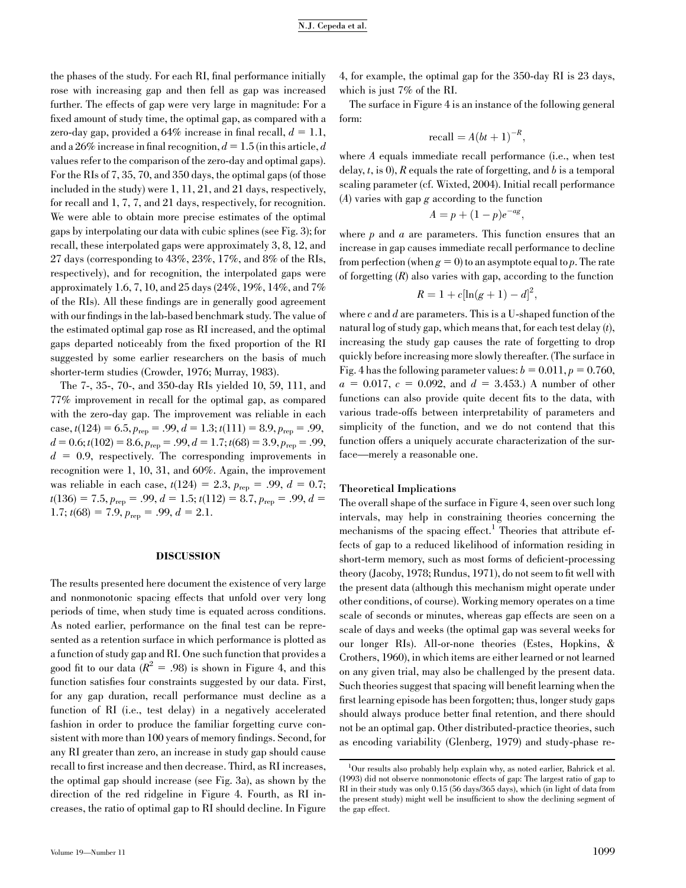the phases of the study. For each RI, final performance initially rose with increasing gap and then fell as gap was increased further. The effects of gap were very large in magnitude: For a fixed amount of study time, the optimal gap, as compared with a zero-day gap, provided a 64% increase in final recall, $d = 1.1$, and a 26% increase in final recognition, $d = 1.5$ (in this article, $d$ values refer to the comparison of the zero-day and optimal gaps). For the RIs of 7, 35, 70, and 350 days, the optimal gaps (of those included in the study) were 1, 11, 21, and 21 days, respectively, for recall and 1, 7, 7, and 21 days, respectively, for recognition. We were able to obtain more precise estimates of the optimal gaps by interpolating our data with cubic splines (see Fig. 3); for recall, these interpolated gaps were approximately 3, 8, 12, and 27 days (corresponding to 43%, 23%, 17%, and 8% of the RIs, respectively), and for recognition, the interpolated gaps were approximately 1.6, 7, 10, and 25 days (24%, 19%, 14%, and 7% of the RIs). All these findings are in generally good agreement with our findings in the lab-based benchmark study. The value of the estimated optimal gap rose as RI increased, and the optimal gaps departed noticeably from the fixed proportion of the RI suggested by some earlier researchers on the basis of much shorter-term studies (Crowder, 1976; Murray, 1983).

The 7-, 35-, 70-, and 350-day RIs yielded 10, 59, 111, and 77% improvement in recall for the optimal gap, as compared with the zero-day gap. The improvement was reliable in each case, $t(124) = 6.5, p_{rep} = .99, d = 1.3$; $t(111) = 8.9, p_{rep} = .99, d = 0.6$; $t(102) = 8.6, p_{rep} = .99, d = 1.7$; $t(68) = 3.9, p_{rep} = .99, d = 0.9$, respectively. The corresponding improvements in recognition were 1, 10, 31, and 60%. Again, the improvement was reliable in each case, $t(124) = 2.3, p_{rep} = .99, d = 0.7$; $t(136) = 7.5, p_{rep} = .99, d = 1.5$; $t(112) = 8.7, p_{rep} = .99, d = 1.7$; $t(68) = 7.9, p_{rep} = .99, d = 2.1$.

## DISCUSSION

The results presented here document the existence of very large and nonmonotonic spacing effects that unfold over very long periods of time, when study time is equated across conditions. As noted earlier, performance on the final test can be represented as a retention surface in which performance is plotted as a function of study gap and RI. One such function that provides a good fit to our data ($R^2 = .98$) is shown in Figure 4, and this function satisfies four constraints suggested by our data. First, for any gap duration, recall performance must decline as a function of RI (i.e., test delay) in a negatively accelerated fashion in order to produce the familiar forgetting curve consistent with more than 100 years of memory findings. Second, for any RI greater than zero, an increase in study gap should cause recall to first increase and then decrease. Third, as RI increases, the optimal gap should increase (see Fig. 3a), as shown by the direction of the red ridgeline in Figure 4. Fourth, as RI increases, the ratio of optimal gap to RI should decline. In Figure 4, for example, the optimal gap for the 350-day RI is 23 days, which is just 7% of the RI.

The surface in Figure 4 is an instance of the following general form:

$$\text{recall} = A(bt + 1)^{-R},$$

where $A$ equals immediate recall performance (i.e., when test delay, $t$, is 0), $R$ equals the rate of forgetting, and $b$ is a temporal scaling parameter (cf. Wixted, 2004). Initial recall performance ($A$) varies with gap $g$ according to the function

$$A = p + (1 - p)e^{-ag},$$

where $p$ and $a$ are parameters. This function ensures that an increase in gap causes immediate recall performance to decline from perfection (when $g = 0$) to an asymptote equal to $p$. The rate of forgetting ($R$) also varies with gap, according to the function

$$R = 1 + c[\ln(g + 1) - d]^2,$$

where $c$ and $d$ are parameters. This is a U-shaped function of the natural log of study gap, which means that, for each test delay ($t$), increasing the study gap causes the rate of forgetting to drop quickly before increasing more slowly thereafter. (The surface in Fig. 4 has the following parameter values: $b = 0.011$, $p = 0.760$, $a = 0.017$, $c = 0.092$, and $d = 3.453$.) A number of other functions can also provide quite decent fits to the data, with various trade-offs between interpretability of parameters and simplicity of the function, and we do not contend that this function offers a uniquely accurate characterization of the surface—merely a reasonable one.

### Theoretical Implications

The overall shape of the surface in Figure 4, seen over such long intervals, may help in constraining theories concerning the mechanisms of the spacing effect.[1] Theories that attribute effects of gap to a reduced likelihood of information residing in short-term memory, such as most forms of deficient-processing theory (Jacoby, 1978; Rundus, 1971), do not seem to fit well with the present data (although this mechanism might operate under other conditions, of course). Working memory operates on a time scale of seconds or minutes, whereas gap effects are seen on a scale of days and weeks (the optimal gap was several weeks for our longer RIs). All-or-none theories (Estes, Hopkins, & Crothers, 1960), in which items are either learned or not learned on any given trial, may also be challenged by the present data. Such theories suggest that spacing will benefit learning when the first learning episode has been forgotten; thus, longer study gaps should always produce better final retention, and there should not be an optimal gap. Other distributed-practice theories, such as encoding variability (Glenberg, 1979) and study-phase re-

[1]Our results also probably help explain why, as noted earlier, Bahrick et al. (1993) did not observe nonmonotonic effects of gap: The largest ratio of gap to RI in their study was only 0.15 (56 days/365 days), which (in light of data from the present study) might well be insufficient to show the declining segment of the gap effect.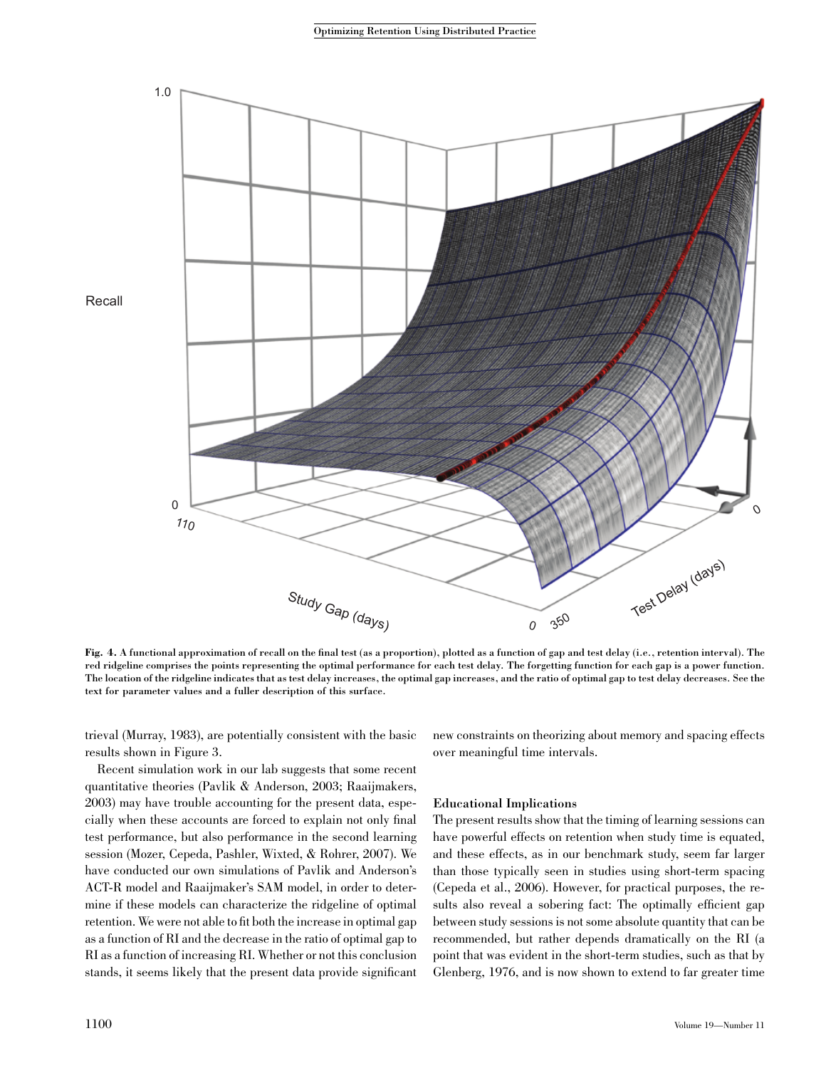Fig. 4. A functional approximation of recall on the final test (as a proportion), plotted as a function of gap and test delay (i.e., retention interval). The red ridgeline comprises the points representing the optimal performance for each test delay. The forgetting function for each gap is a power function. The location of the ridgeline indicates that as test delay increases, the optimal gap increases, and the ratio of optimal gap to test delay decreases. See the text for parameter values and a fuller description of this surface.

trieval (Murray, 1983), are potentially consistent with the basic results shown in Figure 3.

Recent simulation work in our lab suggests that some recent quantitative theories (Pavlik & Anderson, 2003; Raaijmakers, 2003) may have trouble accounting for the present data, especially when these accounts are forced to explain not only final test performance, but also performance in the second learning session (Mozer, Cepeda, Pashler, Wixted, & Rohrer, 2007). We have conducted our own simulations of Pavlik and Anderson's ACT-R model and Raaijmaker's SAM model, in order to determine if these models can characterize the ridgeline of optimal retention. We were not able to fit both the increase in optimal gap as a function of RI and the decrease in the ratio of optimal gap to RI as a function of increasing RI. Whether or not this conclusion stands, it seems likely that the present data provide significant new constraints on theorizing about memory and spacing effects over meaningful time intervals.

## Educational Implications

The present results show that the timing of learning sessions can have powerful effects on retention when study time is equated, and these effects, as in our benchmark study, seem far larger than those typically seen in studies using short-term spacing (Cepeda et al., 2006). However, for practical purposes, the results also reveal a sobering fact: The optimally efficient gap between study sessions is not some absolute quantity that can be recommended, but rather depends dramatically on the RI (a point that was evident in the short-term studies, such as that by Glenberg, 1976, and is now shown to extend to far greater time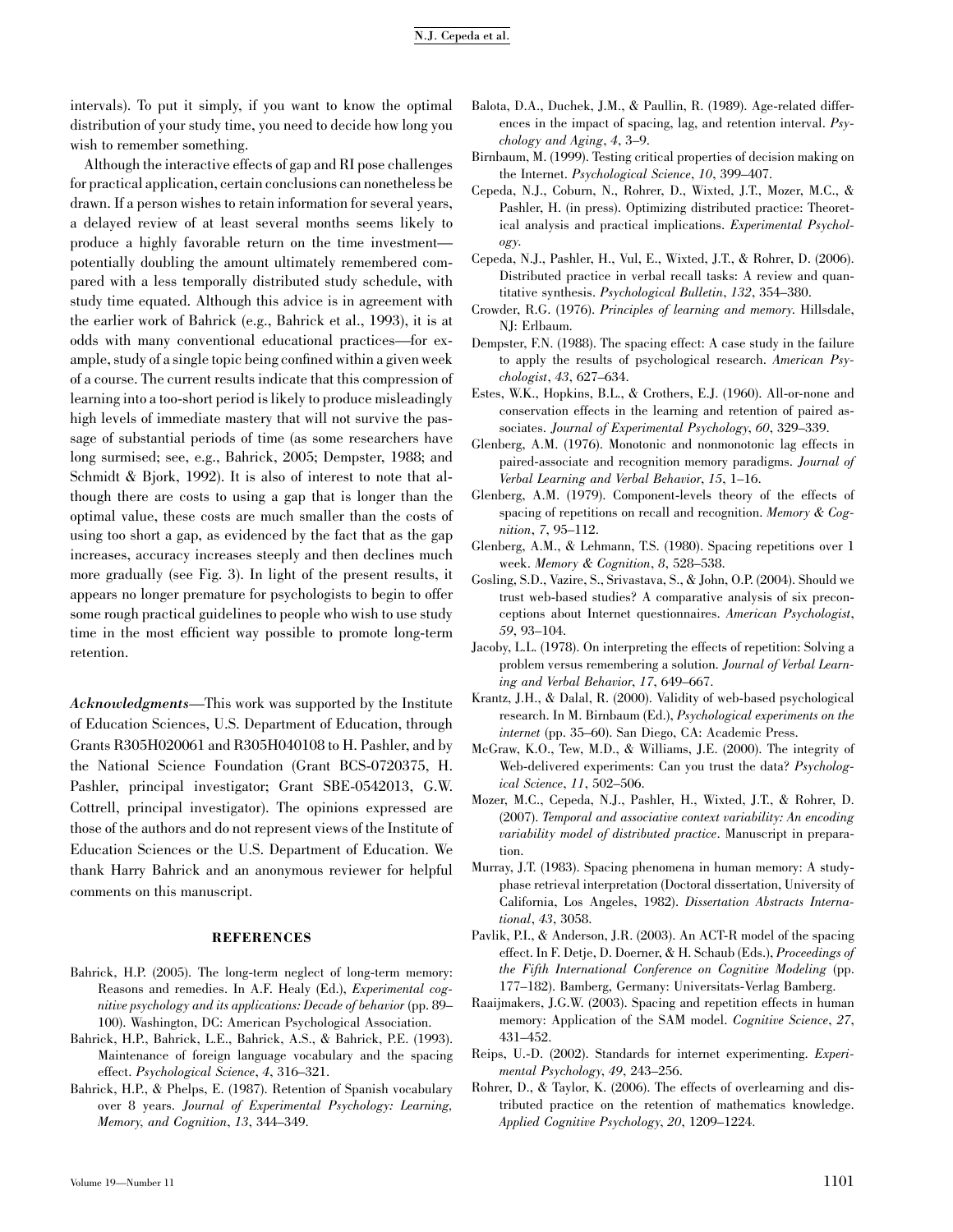intervals). To put it simply, if you want to know the optimal distribution of your study time, you need to decide how long you wish to remember something.

Although the interactive effects of gap and RI pose challenges for practical application, certain conclusions can nonetheless be drawn. If a person wishes to retain information for several years, a delayed review of at least several months seems likely to produce a highly favorable return on the time investment—potentially doubling the amount ultimately remembered compared with a less temporally distributed study schedule, with study time equated. Although this advice is in agreement with the earlier work of Bahrick (e.g., Bahrick et al., 1993), it is at odds with many conventional educational practices—for example, study of a single topic being confined within a given week of a course. The current results indicate that this compression of learning into a too-short period is likely to produce misleadingly high levels of immediate mastery that will not survive the passage of substantial periods of time (as some researchers have long surmised; see, e.g., Bahrick, 2005; Dempster, 1988; and Schmidt & Bjork, 1992). It is also of interest to note that although there are costs to using a gap that is longer than the optimal value, these costs are much smaller than the costs of using too short a gap, as evidenced by the fact that as the gap increases, accuracy increases steeply and then declines much more gradually (see Fig. 3). In light of the present results, it appears no longer premature for psychologists to begin to offer some rough practical guidelines to people who wish to use study time in the most efficient way possible to promote long-term retention.

***Acknowledgments***—This work was supported by the Institute of Education Sciences, U.S. Department of Education, through Grants R305H020061 and R305H040108 to H. Pashler, and by the National Science Foundation (Grant BCS-0720375, H. Pashler, principal investigator; Grant SBE-0542013, G.W. Cottrell, principal investigator). The opinions expressed are those of the authors and do not represent views of the Institute of Education Sciences or the U.S. Department of Education. We thank Harry Bahrick and an anonymous reviewer for helpful comments on this manuscript.

## REFERENCES

Bahrick, H.P. (2005). The long-term neglect of long-term memory: Reasons and remedies. In A.F. Healy (Ed.), *Experimental cognitive psychology and its applications: Decade of behavior* (pp. 89–100). Washington, DC: American Psychological Association.

Bahrick, H.P., Bahrick, L.E., Bahrick, A.S., & Bahrick, P.E. (1993). Maintenance of foreign language vocabulary and the spacing effect. *Psychological Science*, *4*, 316–321.

Bahrick, H.P., & Phelps, E. (1987). Retention of Spanish vocabulary over 8 years. *Journal of Experimental Psychology: Learning, Memory, and Cognition*, *13*, 344–349.

Balota, D.A., Duchek, J.M., & Paullin, R. (1989). Age-related differences in the impact of spacing, lag, and retention interval. *Psychology and Aging*, *4*, 3–9.

Birnbaum, M. (1999). Testing critical properties of decision making on the Internet. *Psychological Science*, *10*, 399–407.

Cepeda, N.J., Coburn, N., Rohrer, D., Wixted, J.T., Mozer, M.C., & Pashler, H. (in press). Optimizing distributed practice: Theoretical analysis and practical implications. *Experimental Psychology*.

Cepeda, N.J., Pashler, H., Vul, E., Wixted, J.T., & Rohrer, D. (2006). Distributed practice in verbal recall tasks: A review and quantitative synthesis. *Psychological Bulletin*, *132*, 354–380.

Crowder, R.G. (1976). *Principles of learning and memory*. Hillsdale, NJ: Erlbaum.

Dempster, F.N. (1988). The spacing effect: A case study in the failure to apply the results of psychological research. *American Psychologist*, *43*, 627–634.

Estes, W.K., Hopkins, B.L., & Crothers, E.J. (1960). All-or-none and conservation effects in the learning and retention of paired associates. *Journal of Experimental Psychology*, *60*, 329–339.

Glenberg, A.M. (1976). Monotonic and nonmonotonic lag effects in paired-associate and recognition memory paradigms. *Journal of Verbal Learning and Verbal Behavior*, *15*, 1–16.

Glenberg, A.M. (1979). Component-levels theory of the effects of spacing of repetitions on recall and recognition. *Memory & Cognition*, *7*, 95–112.

Glenberg, A.M., & Lehmann, T.S. (1980). Spacing repetitions over 1 week. *Memory & Cognition*, *8*, 528–538.

Gosling, S.D., Vazire, S., Srivastava, S., & John, O.P. (2004). Should we trust web-based studies? A comparative analysis of six preconceptions about Internet questionnaires. *American Psychologist*, *59*, 93–104.

Jacoby, L.L. (1978). On interpreting the effects of repetition: Solving a problem versus remembering a solution. *Journal of Verbal Learning and Verbal Behavior*, *17*, 649–667.

Krantz, J.H., & Dalal, R. (2000). Validity of web-based psychological research. In M. Birnbaum (Ed.), *Psychological experiments on the internet* (pp. 35–60). San Diego, CA: Academic Press.

McGraw, K.O., Tew, M.D., & Williams, J.E. (2000). The integrity of Web-delivered experiments: Can you trust the data? *Psychological Science*, *11*, 502–506.

Mozer, M.C., Cepeda, N.J., Pashler, H., Wixted, J.T., & Rohrer, D. (2007). *Temporal and associative context variability: An encoding variability model of distributed practice*. Manuscript in preparation.

Murray, J.T. (1983). Spacing phenomena in human memory: A study-phase retrieval interpretation (Doctoral dissertation, University of California, Los Angeles, 1982). *Dissertation Abstracts International*, *43*, 3058.

Pavlik, P.I., & Anderson, J.R. (2003). An ACT-R model of the spacing effect. In F. Detje, D. Doerner, & H. Schaub (Eds.), *Proceedings of the Fifth International Conference on Cognitive Modeling* (pp. 177–182). Bamberg, Germany: Universitats-Verlag Bamberg.

Raaijmakers, J.G.W. (2003). Spacing and repetition effects in human memory: Application of the SAM model. *Cognitive Science*, *27*, 431–452.

Reips, U.-D. (2002). Standards for internet experimenting. *Experimental Psychology*, *49*, 243–256.

Rohrer, D., & Taylor, K. (2006). The effects of overlearning and distributed practice on the retention of mathematics knowledge. *Applied Cognitive Psychology*, *20*, 1209–1224.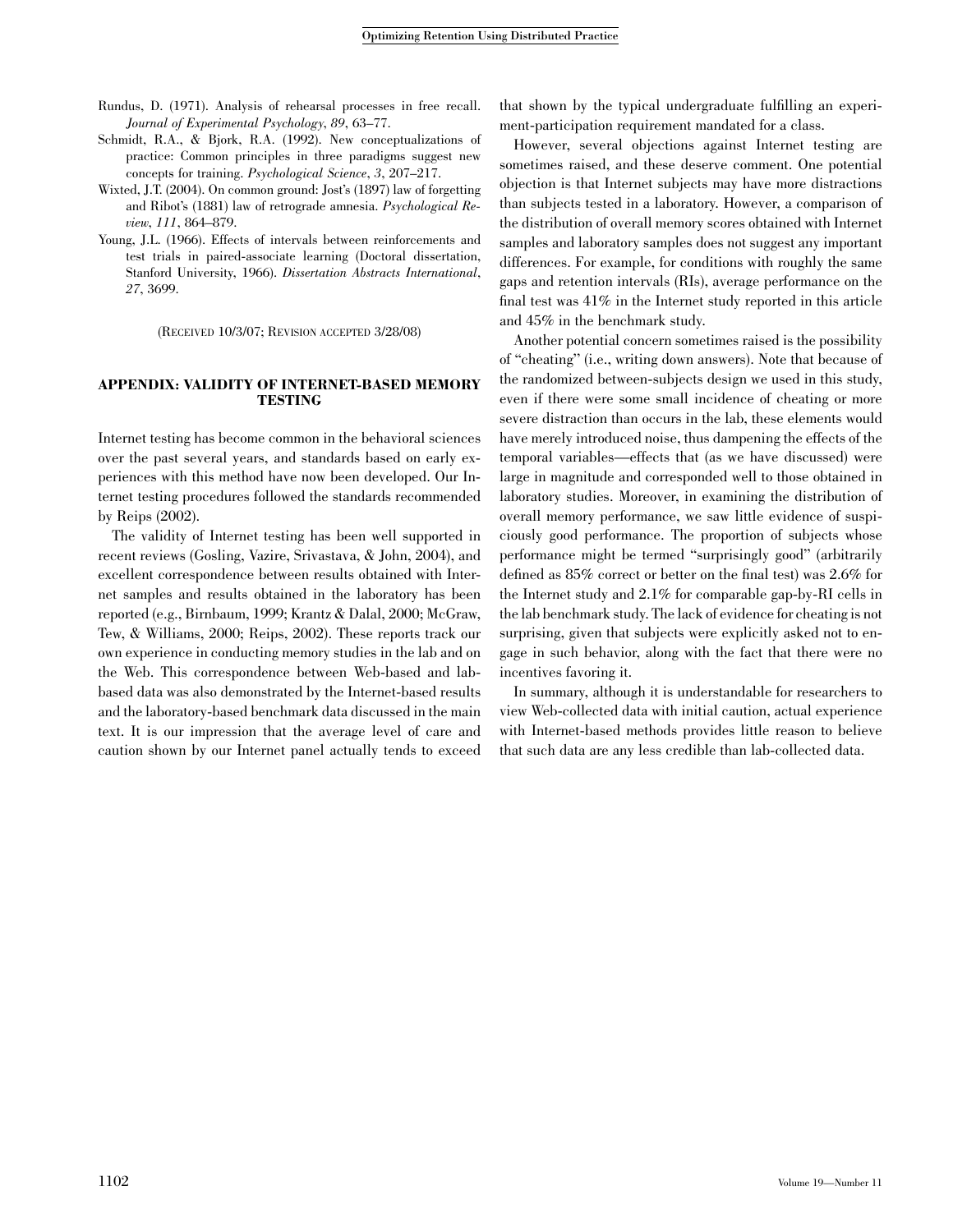Rundus, D. (1971). Analysis of rehearsal processes in free recall. *Journal of Experimental Psychology*, *89*, 63–77.

Schmidt, R.A., & Bjork, R.A. (1992). New conceptualizations of practice: Common principles in three paradigms suggest new concepts for training. *Psychological Science*, *3*, 207–217.

Wixted, J.T. (2004). On common ground: Jost's (1897) law of forgetting and Ribot's (1881) law of retrograde amnesia. *Psychological Review*, *111*, 864–879.

Young, J.L. (1966). Effects of intervals between reinforcements and test trials in paired-associate learning (Doctoral dissertation, Stanford University, 1966). *Dissertation Abstracts International*, *27*, 3699.

(Received 10/3/07; Revision accepted 3/28/08)

## APPENDIX: VALIDITY OF INTERNET-BASED MEMORY TESTING

Internet testing has become common in the behavioral sciences over the past several years, and standards based on early experiences with this method have now been developed. Our Internet testing procedures followed the standards recommended by Reips (2002).

The validity of Internet testing has been well supported in recent reviews (Gosling, Vazire, Srivastava, & John, 2004), and excellent correspondence between results obtained with Internet samples and results obtained in the laboratory has been reported (e.g., Birnbaum, 1999; Krantz & Dalal, 2000; McGraw, Tew, & Williams, 2000; Reips, 2002). These reports track our own experience in conducting memory studies in the lab and on the Web. This correspondence between Web-based and lab-based data was also demonstrated by the Internet-based results and the laboratory-based benchmark data discussed in the main text. It is our impression that the average level of care and caution shown by our Internet panel actually tends to exceed that shown by the typical undergraduate fulfilling an experiment-participation requirement mandated for a class.

However, several objections against Internet testing are sometimes raised, and these deserve comment. One potential objection is that Internet subjects may have more distractions than subjects tested in a laboratory. However, a comparison of the distribution of overall memory scores obtained with Internet samples and laboratory samples does not suggest any important differences. For example, for conditions with roughly the same gaps and retention intervals (RIs), average performance on the final test was 41% in the Internet study reported in this article and 45% in the benchmark study.

Another potential concern sometimes raised is the possibility of "cheating" (i.e., writing down answers). Note that because of the randomized between-subjects design we used in this study, even if there were some small incidence of cheating or more severe distraction than occurs in the lab, these elements would have merely introduced noise, thus dampening the effects of the temporal variables—effects that (as we have discussed) were large in magnitude and corresponded well to those obtained in laboratory studies. Moreover, in examining the distribution of overall memory performance, we saw little evidence of suspiciously good performance. The proportion of subjects whose performance might be termed "surprisingly good" (arbitrarily defined as 85% correct or better on the final test) was 2.6% for the Internet study and 2.1% for comparable gap-by-RI cells in the lab benchmark study. The lack of evidence for cheating is not surprising, given that subjects were explicitly asked not to engage in such behavior, along with the fact that there were no incentives favoring it.

In summary, although it is understandable for researchers to view Web-collected data with initial caution, actual experience with Internet-based methods provides little reason to believe that such data are any less credible than lab-collected data.